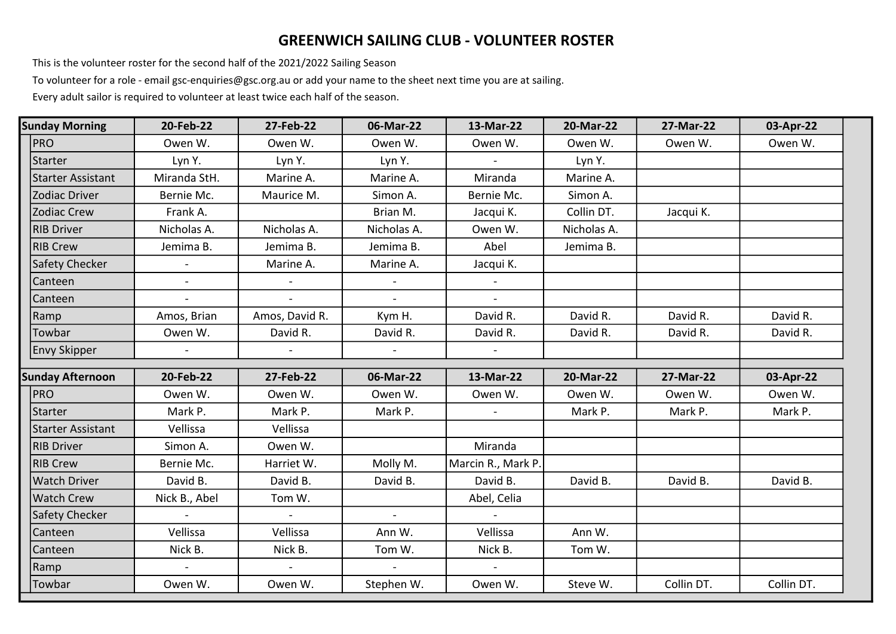# GREENWICH SAILING CLUB - VOLUNTEER ROSTER

This is the volunteer roster for the second half of the 2021/2022 Sailing Season

To volunteer for a role - email gsc-enquiries@gsc.org.au or add your name to the sheet next time you are at sailing.

Every adult sailor is required to volunteer at least twice each half of the season.

| Sunday Morning | 20-Feb-22 | 27-Feb-22 | 06-Mar-22 | 13-Mar-22 | 20-Mar-22 | 27-Mar-22 | 03-Apr-22 |
|---|---|---|---|---|---|---|---|
| PRO | Owen W. | Owen W. | Owen W. | Owen W. | Owen W. | Owen W. | Owen W. |
| Starter | Lyn Y. | Lyn Y. | Lyn Y. | - | Lyn Y. | | |
| Starter Assistant | Miranda StH. | Marine A. | Marine A. | Miranda | Marine A. | | |
| Zodiac Driver | Bernie Mc. | Maurice M. | Simon A. | Bernie Mc. | Simon A. | | |
| Zodiac Crew | Frank A. | | Brian M. | Jacqui K. | Collin DT. | Jacqui K. | |
| RIB Driver | Nicholas A. | Nicholas A. | Nicholas A. | Owen W. | Nicholas A. | | |
| RIB Crew | Jemima B. | Jemima B. | Jemima B. | Abel | Jemima B. | | |
| Safety Checker | - | Marine A. | Marine A. | Jacqui K. | | | |
| Canteen | - | - | - | - | | | |
| Canteen | - | - | - | - | | | |
| Ramp | Amos, Brian | Amos, David R. | Kym H. | David R. | David R. | David R. | David R. |
| Towbar | Owen W. | David R. | David R. | David R. | David R. | David R. | David R. |
| Envy Skipper | - | - | - | - | | | |

| Sunday Afternoon | 20-Feb-22 | 27-Feb-22 | 06-Mar-22 | 13-Mar-22 | 20-Mar-22 | 27-Mar-22 | 03-Apr-22 |
|---|---|---|---|---|---|---|---|
| PRO | Owen W. | Owen W. | Owen W. | Owen W. | Owen W. | Owen W. | Owen W. |
| Starter | Mark P. | Mark P. | Mark P. | - | Mark P. | Mark P. | Mark P. |
| Starter Assistant | Vellissa | Vellissa | | | | | |
| RIB Driver | Simon A. | Owen W. | | Miranda | | | |
| RIB Crew | Bernie Mc. | Harriet W. | Molly M. | Marcin R., Mark P. | | | |
| Watch Driver | David B. | David B. | David B. | David B. | David B. | David B. | David B. |
| Watch Crew | Nick B., Abel | Tom W. | | Abel, Celia | | | |
| Safety Checker | - | - | - | - | | | |
| Canteen | Vellissa | Vellissa | Ann W. | Vellissa | Ann W. | | |
| Canteen | Nick B. | Nick B. | Tom W. | Nick B. | Tom W. | | |
| Ramp | - | - | - | - | | | |
| Towbar | Owen W. | Owen W. | Stephen W. | Owen W. | Steve W. | Collin DT. | Collin DT. |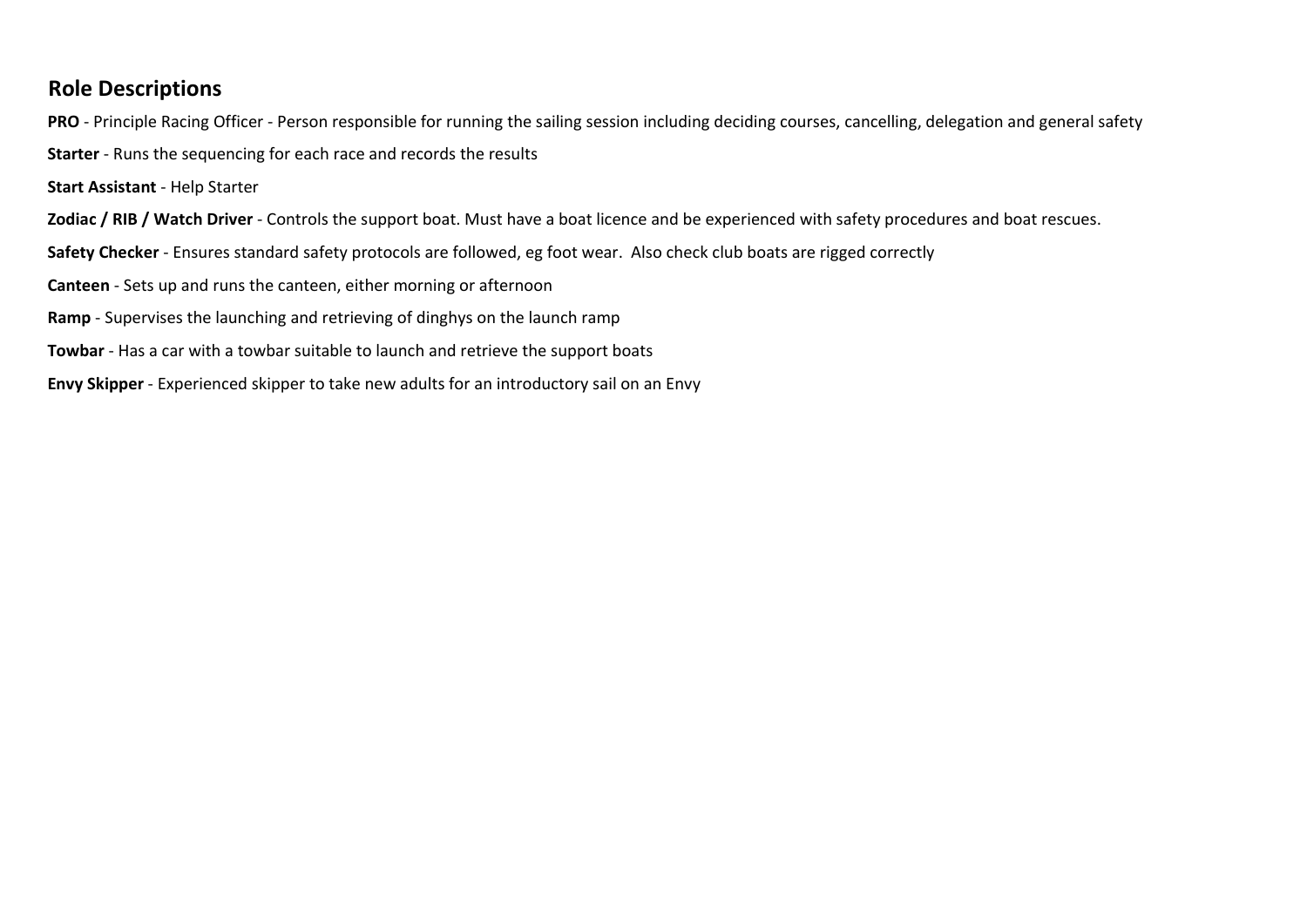## Role Descriptions

**PRO** - Principle Racing Officer - Person responsible for running the sailing session including deciding courses, cancelling, delegation and general safety

**Starter** - Runs the sequencing for each race and records the results

**Start Assistant** - Help Starter

**Zodiac / RIB / Watch Driver** - Controls the support boat. Must have a boat licence and be experienced with safety procedures and boat rescues.

**Safety Checker** - Ensures standard safety protocols are followed, eg foot wear. Also check club boats are rigged correctly

**Canteen** - Sets up and runs the canteen, either morning or afternoon

**Ramp** - Supervises the launching and retrieving of dinghys on the launch ramp

**Towbar** - Has a car with a towbar suitable to launch and retrieve the support boats

**Envy Skipper** - Experienced skipper to take new adults for an introductory sail on an Envy